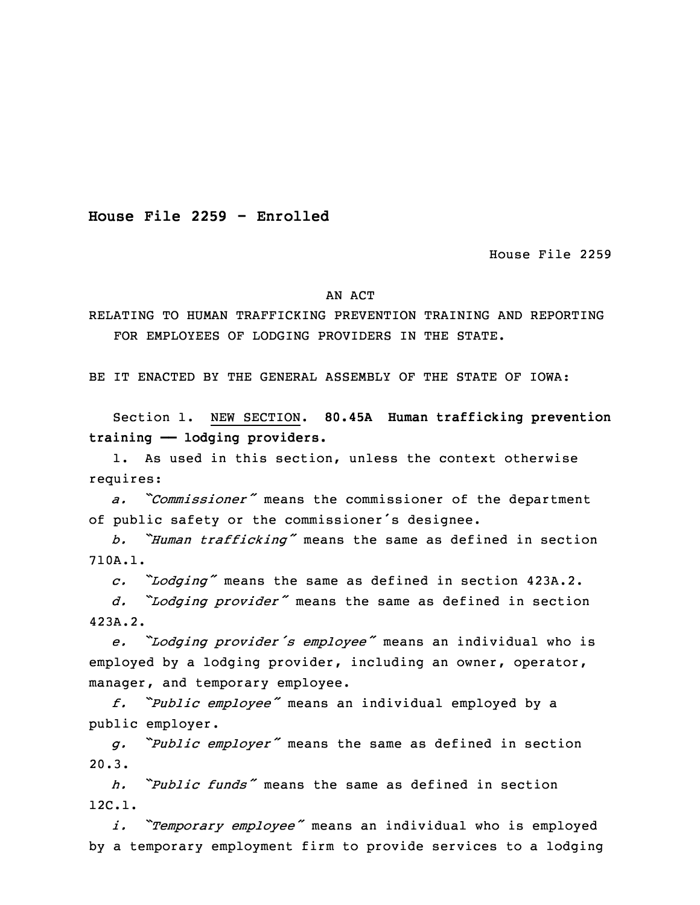**House File 2259 - Enrolled**

House File 2259

AN ACT

RELATING TO HUMAN TRAFFICKING PREVENTION TRAINING AND REPORTING FOR EMPLOYEES OF LODGING PROVIDERS IN THE STATE.

BE IT ENACTED BY THE GENERAL ASSEMBLY OF THE STATE OF IOWA:

Section 1. NEW SECTION. **80.45A Human trafficking prevention training —— lodging providers.**

1. As used in this section, unless the context otherwise requires:

*a.* *"Commissioner"* means the commissioner of the department of public safety or the commissioner's designee.

*b.* *"Human trafficking"* means the same as defined in section 710A.1.

*c.* *"Lodging"* means the same as defined in section 423A.2.

*d.* *"Lodging provider"* means the same as defined in section 423A.2.

*e.* *"Lodging provider's employee"* means an individual who is employed by a lodging provider, including an owner, operator, manager, and temporary employee.

*f.* *"Public employee"* means an individual employed by a public employer.

*g.* *"Public employer"* means the same as defined in section 20.3.

*h.* *"Public funds"* means the same as defined in section 12C.1.

*i.* *"Temporary employee"* means an individual who is employed by a temporary employment firm to provide services to a lodging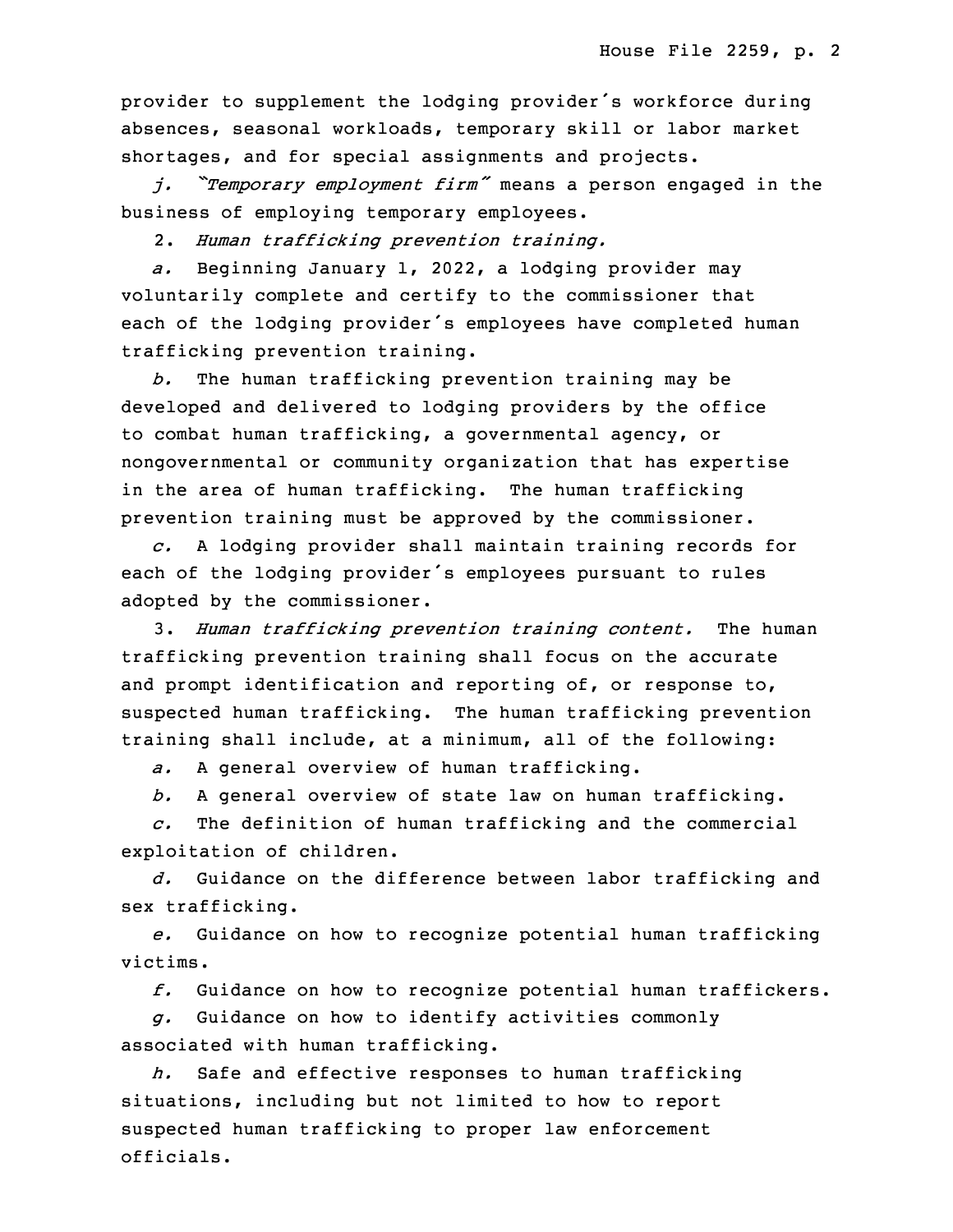provider to supplement the lodging provider's workforce during absences, seasonal workloads, temporary skill or labor market shortages, and for special assignments and projects.

*j.* "*Temporary employment firm*" means a person engaged in the business of employing temporary employees.

2. *Human trafficking prevention training.*

*a.* Beginning January 1, 2022, a lodging provider may voluntarily complete and certify to the commissioner that each of the lodging provider's employees have completed human trafficking prevention training.

*b.* The human trafficking prevention training may be developed and delivered to lodging providers by the office to combat human trafficking, a governmental agency, or nongovernmental or community organization that has expertise in the area of human trafficking. The human trafficking prevention training must be approved by the commissioner.

*c.* A lodging provider shall maintain training records for each of the lodging provider's employees pursuant to rules adopted by the commissioner.

3. *Human trafficking prevention training content.* The human trafficking prevention training shall focus on the accurate and prompt identification and reporting of, or response to, suspected human trafficking. The human trafficking prevention training shall include, at a minimum, all of the following:

*a.* A general overview of human trafficking.

*b.* A general overview of state law on human trafficking.

*c.* The definition of human trafficking and the commercial exploitation of children.

*d.* Guidance on the difference between labor trafficking and sex trafficking.

*e.* Guidance on how to recognize potential human trafficking victims.

*f.* Guidance on how to recognize potential human traffickers.

*g.* Guidance on how to identify activities commonly associated with human trafficking.

*h.* Safe and effective responses to human trafficking situations, including but not limited to how to report suspected human trafficking to proper law enforcement officials.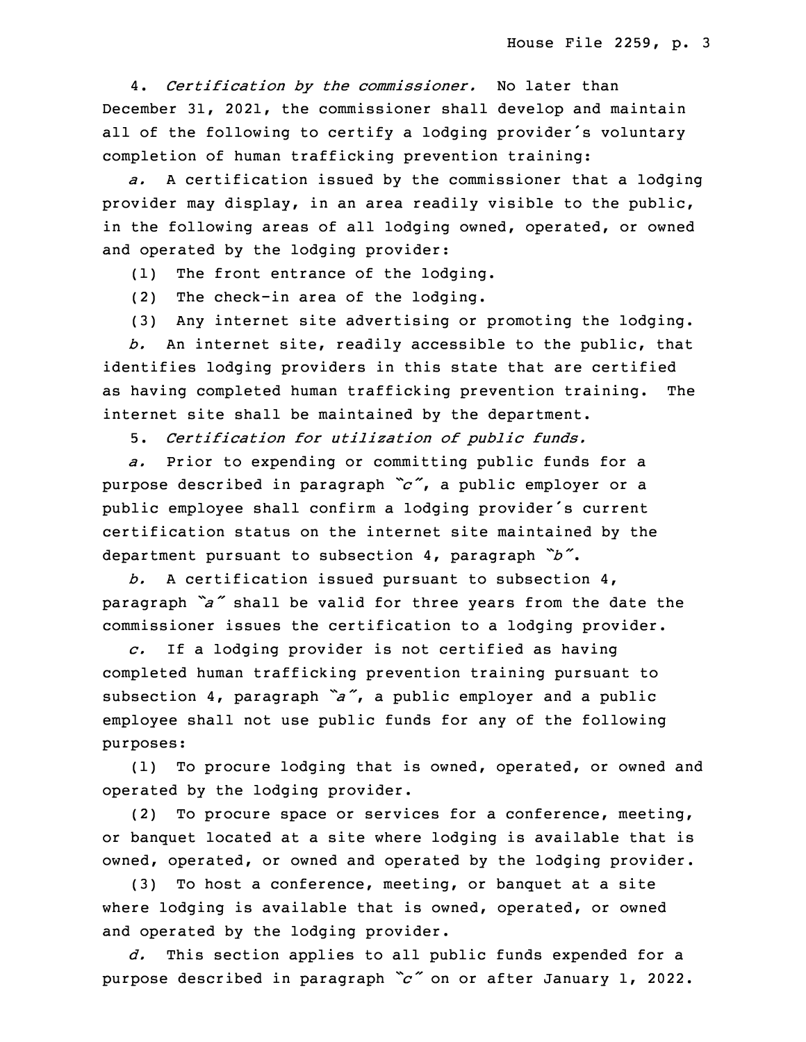4. *Certification by the commissioner.* No later than December 31, 2021, the commissioner shall develop and maintain all of the following to certify a lodging provider's voluntary completion of human trafficking prevention training:

*a.* A certification issued by the commissioner that a lodging provider may display, in an area readily visible to the public, in the following areas of all lodging owned, operated, or owned and operated by the lodging provider:

(1) The front entrance of the lodging.

(2) The check-in area of the lodging.

(3) Any internet site advertising or promoting the lodging.

*b.* An internet site, readily accessible to the public, that identifies lodging providers in this state that are certified as having completed human trafficking prevention training. The internet site shall be maintained by the department.

5. *Certification for utilization of public funds.*

*a.* Prior to expending or committing public funds for a purpose described in paragraph *"c"*, a public employer or a public employee shall confirm a lodging provider's current certification status on the internet site maintained by the department pursuant to subsection 4, paragraph *"b"*.

*b.* A certification issued pursuant to subsection 4, paragraph *"a"* shall be valid for three years from the date the commissioner issues the certification to a lodging provider.

*c.* If a lodging provider is not certified as having completed human trafficking prevention training pursuant to subsection 4, paragraph *"a"*, a public employer and a public employee shall not use public funds for any of the following purposes:

(1) To procure lodging that is owned, operated, or owned and operated by the lodging provider.

(2) To procure space or services for a conference, meeting, or banquet located at a site where lodging is available that is owned, operated, or owned and operated by the lodging provider.

(3) To host a conference, meeting, or banquet at a site where lodging is available that is owned, operated, or owned and operated by the lodging provider.

*d.* This section applies to all public funds expended for a purpose described in paragraph *"c"* on or after January 1, 2022.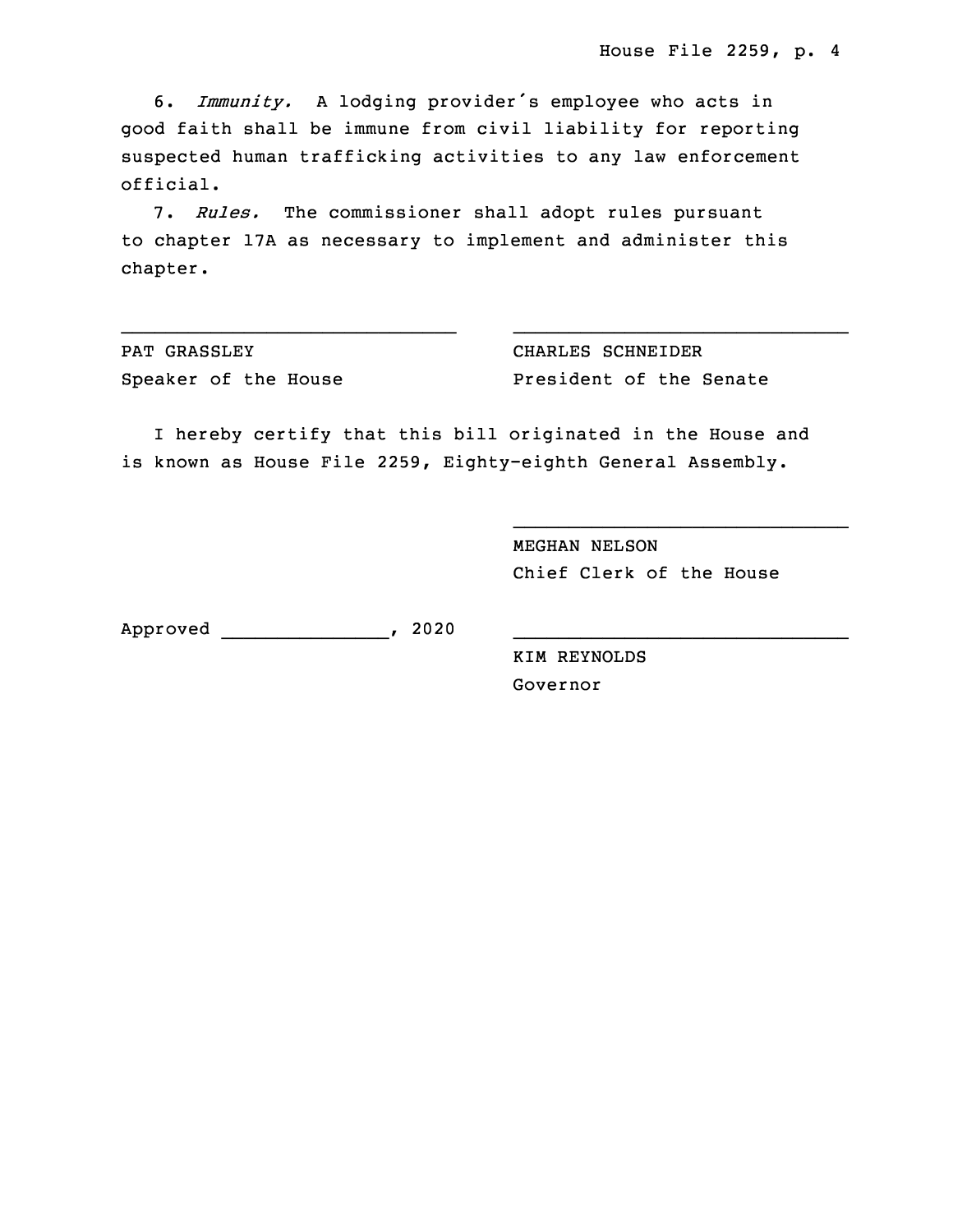6. *Immunity.* A lodging provider's employee who acts in good faith shall be immune from civil liability for reporting suspected human trafficking activities to any law enforcement official.

7. *Rules.* The commissioner shall adopt rules pursuant to chapter 17A as necessary to implement and administer this chapter.

| | |
|---|---|
| \_\_\_\_\_\_\_\_\_\_\_\_\_\_\_\_\_\_\_\_\_\_\_\_\_\_\_\_\_\_ | \_\_\_\_\_\_\_\_\_\_\_\_\_\_\_\_\_\_\_\_\_\_\_\_\_\_\_\_\_\_ |
| PAT GRASSLEY | CHARLES SCHNEIDER |
| Speaker of the House | President of the Senate |

I hereby certify that this bill originated in the House and is known as House File 2259, Eighty-eighth General Assembly.

\_\_\_\_\_\_\_\_\_\_\_\_\_\_\_\_\_\_\_\_\_\_\_\_\_\_\_\_\_\_

MEGHAN NELSON

Chief Clerk of the House

Approved \_\_\_\_\_\_\_\_\_\_\_\_\_\_, 2020

\_\_\_\_\_\_\_\_\_\_\_\_\_\_\_\_\_\_\_\_\_\_\_\_\_\_\_\_\_\_

KIM REYNOLDS

Governor